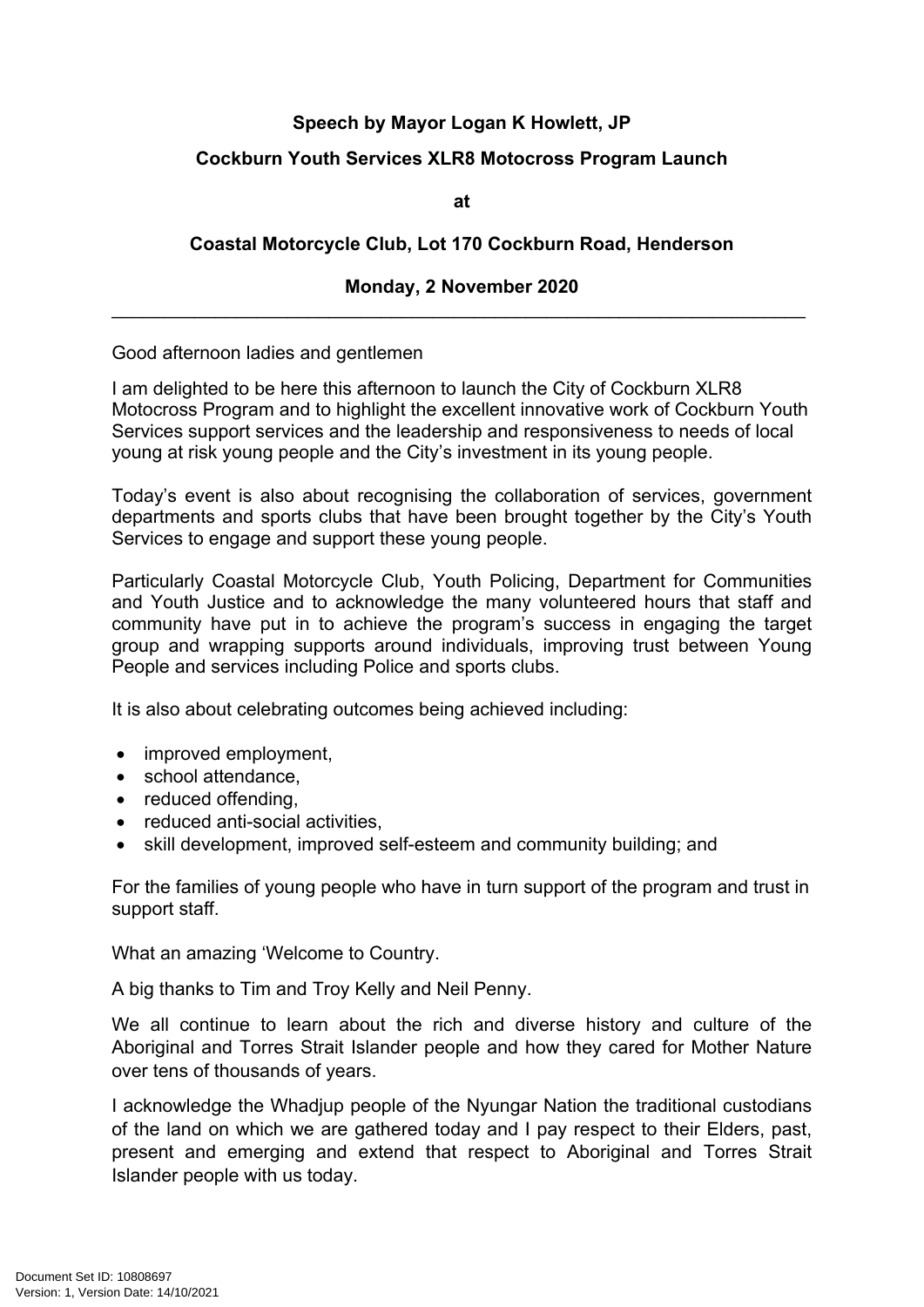**Speech by Mayor Logan K Howlett, JP**

**Cockburn Youth Services XLR8 Motocross Program Launch**

**at**

**Coastal Motorcycle Club, Lot 170 Cockburn Road, Henderson**

**Monday, 2 November 2020**

---

Good afternoon ladies and gentlemen

I am delighted to be here this afternoon to launch the City of Cockburn XLR8 Motocross Program and to highlight the excellent innovative work of Cockburn Youth Services support services and the leadership and responsiveness to needs of local young at risk young people and the City's investment in its young people.

Today's event is also about recognising the collaboration of services, government departments and sports clubs that have been brought together by the City's Youth Services to engage and support these young people.

Particularly Coastal Motorcycle Club, Youth Policing, Department for Communities and Youth Justice and to acknowledge the many volunteered hours that staff and community have put in to achieve the program's success in engaging the target group and wrapping supports around individuals, improving trust between Young People and services including Police and sports clubs.

It is also about celebrating outcomes being achieved including:

- improved employment,
- school attendance,
- reduced offending,
- reduced anti-social activities,
- skill development, improved self-esteem and community building; and

For the families of young people who have in turn support of the program and trust in support staff.

What an amazing 'Welcome to Country.

A big thanks to Tim and Troy Kelly and Neil Penny.

We all continue to learn about the rich and diverse history and culture of the Aboriginal and Torres Strait Islander people and how they cared for Mother Nature over tens of thousands of years.

I acknowledge the Whadjup people of the Nyungar Nation the traditional custodians of the land on which we are gathered today and I pay respect to their Elders, past, present and emerging and extend that respect to Aboriginal and Torres Strait Islander people with us today.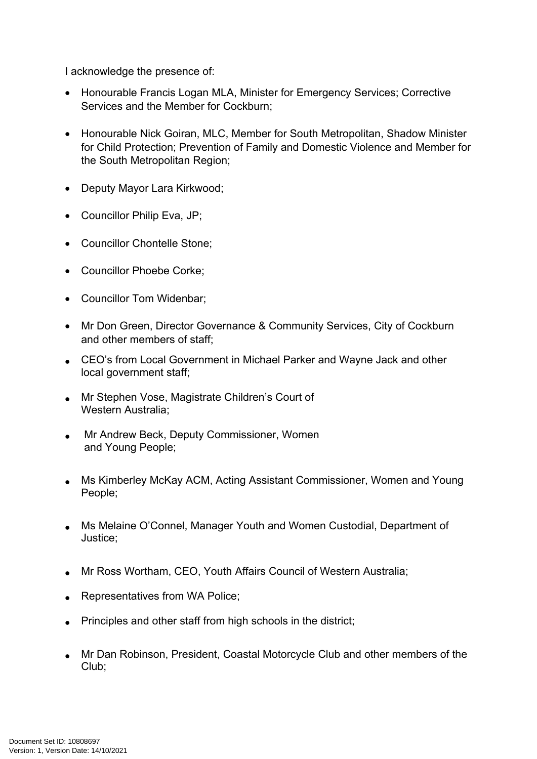I acknowledge the presence of:

- Honourable Francis Logan MLA, Minister for Emergency Services; Corrective Services and the Member for Cockburn;
- Honourable Nick Goiran, MLC, Member for South Metropolitan, Shadow Minister for Child Protection; Prevention of Family and Domestic Violence and Member for the South Metropolitan Region;
- Deputy Mayor Lara Kirkwood;
- Councillor Philip Eva, JP;
- Councillor Chontelle Stone;
- Councillor Phoebe Corke;
- Councillor Tom Widenbar;
- Mr Don Green, Director Governance & Community Services, City of Cockburn and other members of staff;
- CEO's from Local Government in Michael Parker and Wayne Jack and other local government staff;
- Mr Stephen Vose, Magistrate Children's Court of Western Australia;
- Mr Andrew Beck, Deputy Commissioner, Women and Young People;
- Ms Kimberley McKay ACM, Acting Assistant Commissioner, Women and Young People;
- Ms Melaine O'Connel, Manager Youth and Women Custodial, Department of Justice;
- Mr Ross Wortham, CEO, Youth Affairs Council of Western Australia;
- Representatives from WA Police;
- Principles and other staff from high schools in the district;
- Mr Dan Robinson, President, Coastal Motorcycle Club and other members of the Club;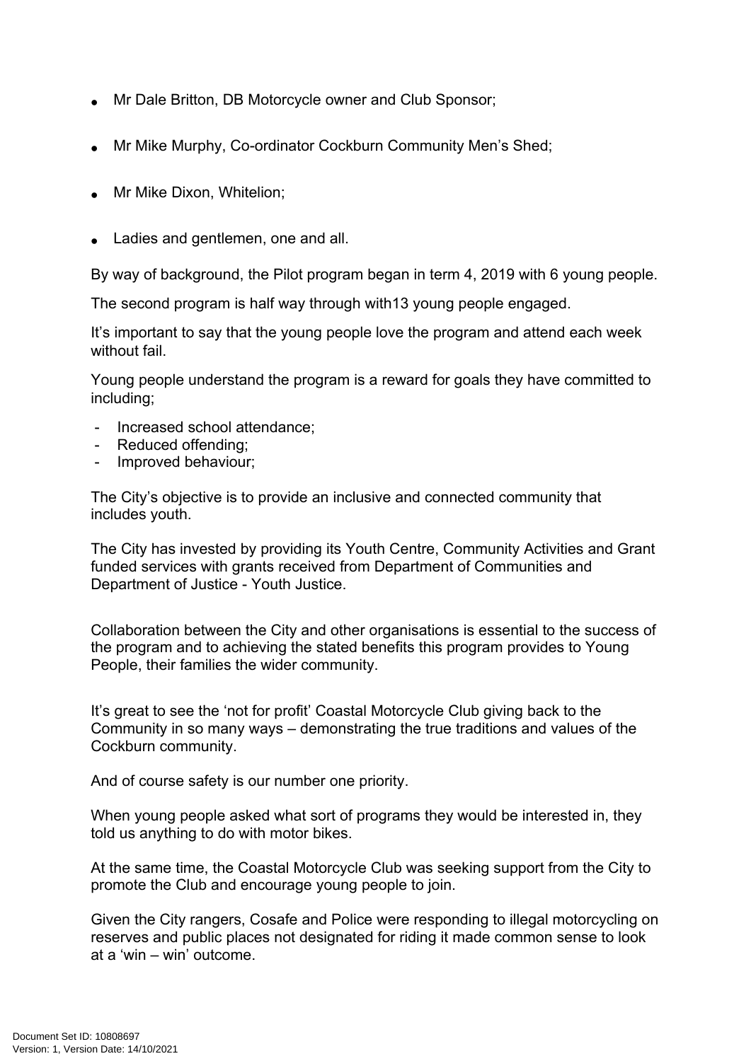- Mr Dale Britton, DB Motorcycle owner and Club Sponsor;
- Mr Mike Murphy, Co-ordinator Cockburn Community Men's Shed;
- Mr Mike Dixon, Whitelion;
- Ladies and gentlemen, one and all.

By way of background, the Pilot program began in term 4, 2019 with 6 young people.

The second program is half way through with13 young people engaged.

It's important to say that the young people love the program and attend each week without fail.

Young people understand the program is a reward for goals they have committed to including;

- Increased school attendance;
- Reduced offending;
- Improved behaviour;

The City's objective is to provide an inclusive and connected community that includes youth.

The City has invested by providing its Youth Centre, Community Activities and Grant funded services with grants received from Department of Communities and Department of Justice - Youth Justice.

Collaboration between the City and other organisations is essential to the success of the program and to achieving the stated benefits this program provides to Young People, their families the wider community.

It's great to see the 'not for profit' Coastal Motorcycle Club giving back to the Community in so many ways – demonstrating the true traditions and values of the Cockburn community.

And of course safety is our number one priority.

When young people asked what sort of programs they would be interested in, they told us anything to do with motor bikes.

At the same time, the Coastal Motorcycle Club was seeking support from the City to promote the Club and encourage young people to join.

Given the City rangers, Cosafe and Police were responding to illegal motorcycling on reserves and public places not designated for riding it made common sense to look at a 'win – win' outcome.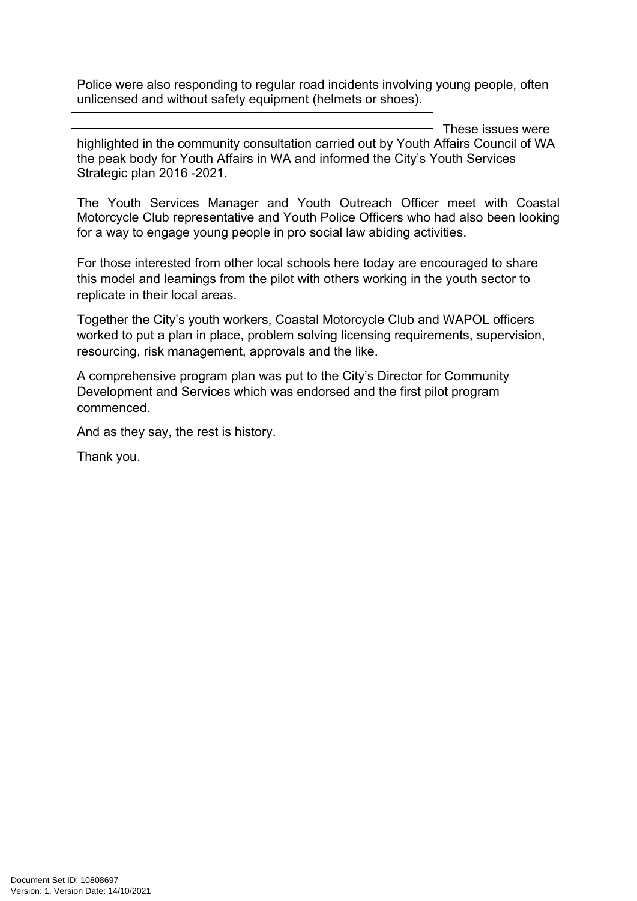Police were also responding to regular road incidents involving young people, often unlicensed and without safety equipment (helmets or shoes).

These issues were highlighted in the community consultation carried out by Youth Affairs Council of WA the peak body for Youth Affairs in WA and informed the City's Youth Services Strategic plan 2016 -2021.

The Youth Services Manager and Youth Outreach Officer meet with Coastal Motorcycle Club representative and Youth Police Officers who had also been looking for a way to engage young people in pro social law abiding activities.

For those interested from other local schools here today are encouraged to share this model and learnings from the pilot with others working in the youth sector to replicate in their local areas.

Together the City's youth workers, Coastal Motorcycle Club and WAPOL officers worked to put a plan in place, problem solving licensing requirements, supervision, resourcing, risk management, approvals and the like.

A comprehensive program plan was put to the City's Director for Community Development and Services which was endorsed and the first pilot program commenced.

And as they say, the rest is history.

Thank you.